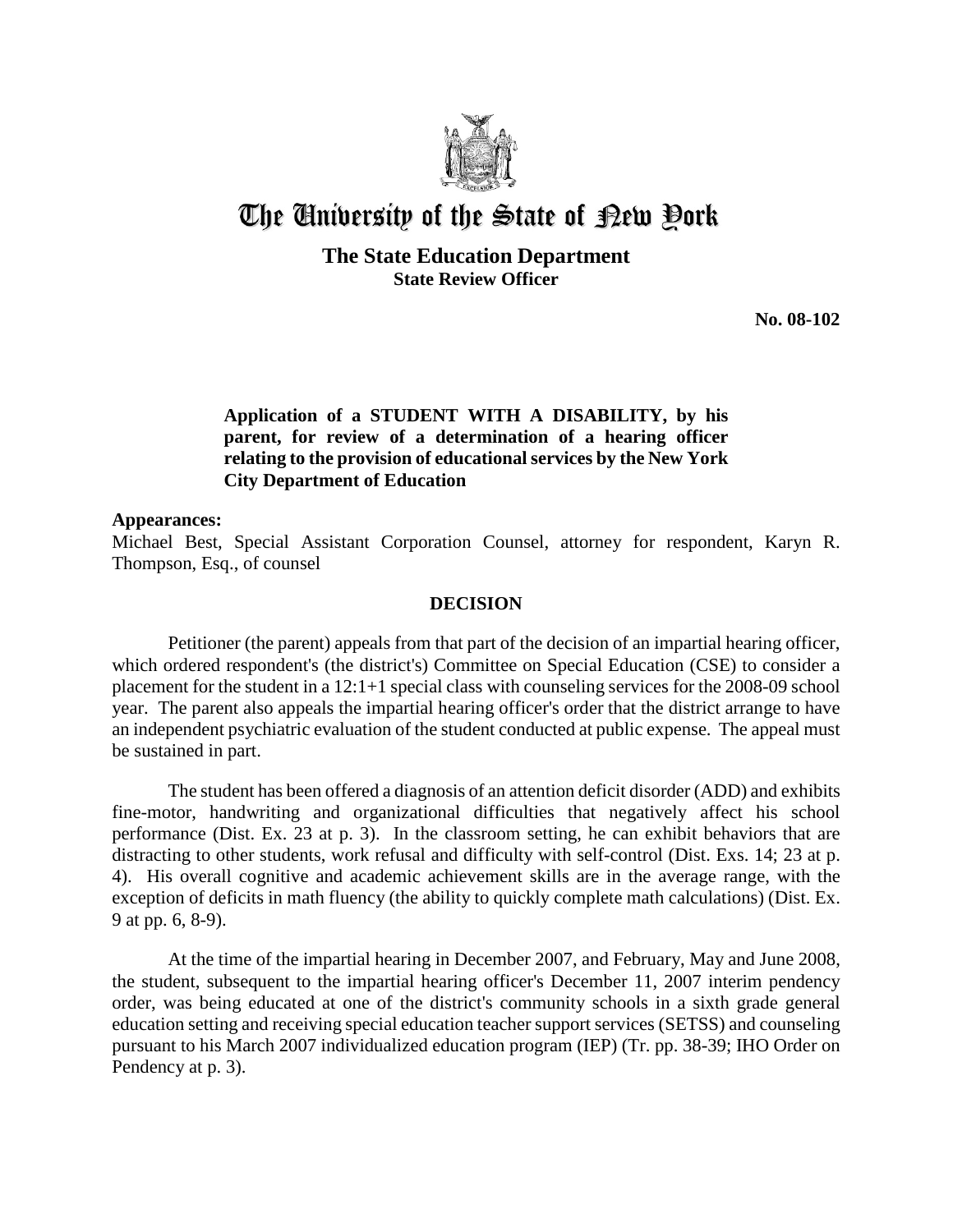# The University of the State of New York

## The State Education Department
### State Review Officer

**No. 08-102**

**Application of a STUDENT WITH A DISABILITY, by his parent, for review of a determination of a hearing officer relating to the provision of educational services by the New York City Department of Education**

**Appearances:**
Michael Best, Special Assistant Corporation Counsel, attorney for respondent, Karyn R. Thompson, Esq., of counsel

## DECISION

Petitioner (the parent) appeals from that part of the decision of an impartial hearing officer, which ordered respondent's (the district's) Committee on Special Education (CSE) to consider a placement for the student in a 12:1+1 special class with counseling services for the 2008-09 school year. The parent also appeals the impartial hearing officer's order that the district arrange to have an independent psychiatric evaluation of the student conducted at public expense. The appeal must be sustained in part.

The student has been offered a diagnosis of an attention deficit disorder (ADD) and exhibits fine-motor, handwriting and organizational difficulties that negatively affect his school performance (Dist. Ex. 23 at p. 3). In the classroom setting, he can exhibit behaviors that are distracting to other students, work refusal and difficulty with self-control (Dist. Exs. 14; 23 at p. 4). His overall cognitive and academic achievement skills are in the average range, with the exception of deficits in math fluency (the ability to quickly complete math calculations) (Dist. Ex. 9 at pp. 6, 8-9).

At the time of the impartial hearing in December 2007, and February, May and June 2008, the student, subsequent to the impartial hearing officer's December 11, 2007 interim pendency order, was being educated at one of the district's community schools in a sixth grade general education setting and receiving special education teacher support services (SETSS) and counseling pursuant to his March 2007 individualized education program (IEP) (Tr. pp. 38-39; IHO Order on Pendency at p. 3).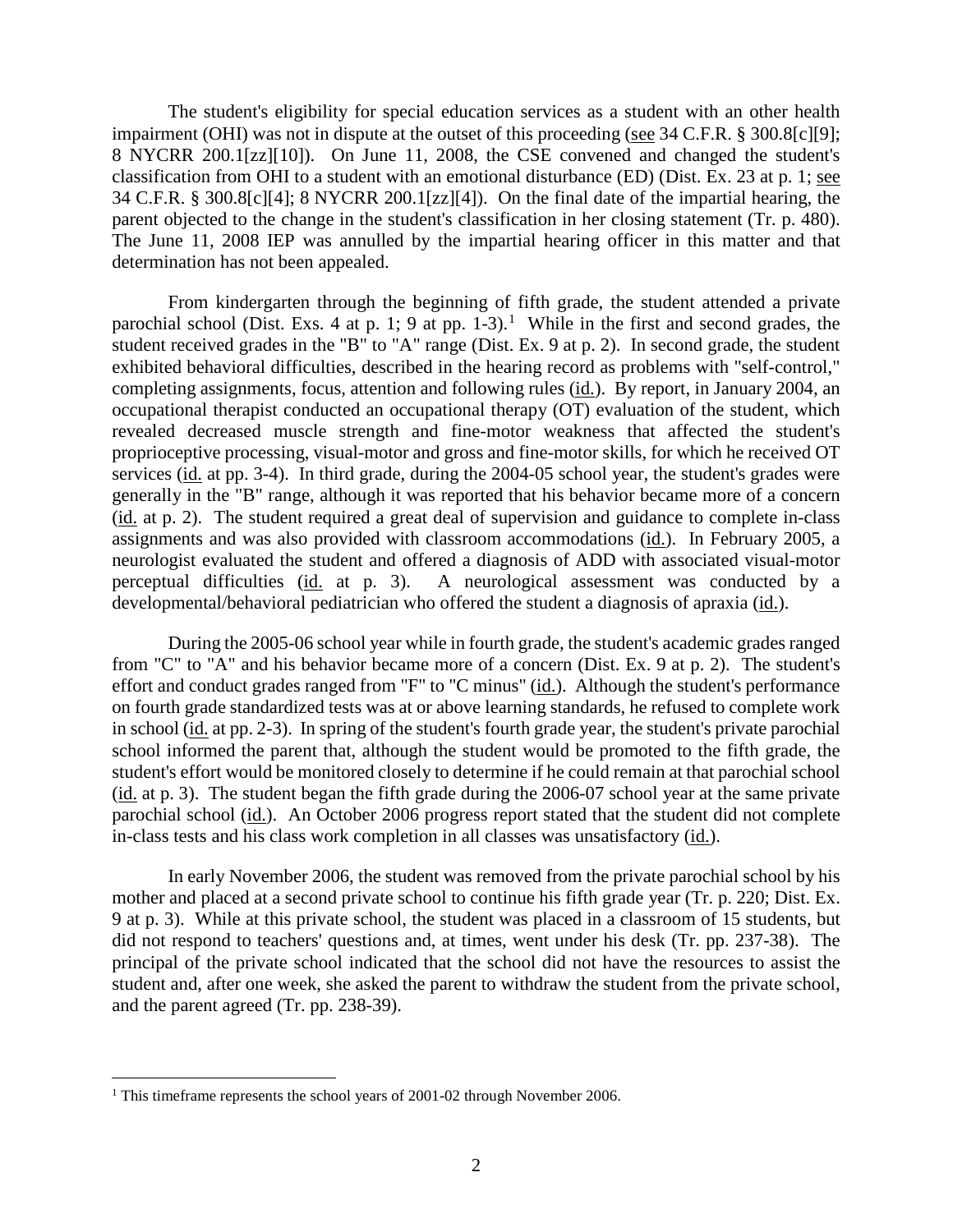The student's eligibility for special education services as a student with an other health impairment (OHI) was not in dispute at the outset of this proceeding (see 34 C.F.R. § 300.8[c][9]; 8 NYCRR 200.1[zz][10]). On June 11, 2008, the CSE convened and changed the student's classification from OHI to a student with an emotional disturbance (ED) (Dist. Ex. 23 at p. 1; see 34 C.F.R. § 300.8[c][4]; 8 NYCRR 200.1[zz][4]). On the final date of the impartial hearing, the parent objected to the change in the student's classification in her closing statement (Tr. p. 480). The June 11, 2008 IEP was annulled by the impartial hearing officer in this matter and that determination has not been appealed.

From kindergarten through the beginning of fifth grade, the student attended a private parochial school (Dist. Exs. 4 at p. 1; 9 at pp. 1-3).[1] While in the first and second grades, the student received grades in the "B" to "A" range (Dist. Ex. 9 at p. 2). In second grade, the student exhibited behavioral difficulties, described in the hearing record as problems with "self-control," completing assignments, focus, attention and following rules (id.). By report, in January 2004, an occupational therapist conducted an occupational therapy (OT) evaluation of the student, which revealed decreased muscle strength and fine-motor weakness that affected the student's proprioceptive processing, visual-motor and gross and fine-motor skills, for which he received OT services (id. at pp. 3-4). In third grade, during the 2004-05 school year, the student's grades were generally in the "B" range, although it was reported that his behavior became more of a concern (id. at p. 2). The student required a great deal of supervision and guidance to complete in-class assignments and was also provided with classroom accommodations (id.). In February 2005, a neurologist evaluated the student and offered a diagnosis of ADD with associated visual-motor perceptual difficulties (id. at p. 3). A neurological assessment was conducted by a developmental/behavioral pediatrician who offered the student a diagnosis of apraxia (id.).

During the 2005-06 school year while in fourth grade, the student's academic grades ranged from "C" to "A" and his behavior became more of a concern (Dist. Ex. 9 at p. 2). The student's effort and conduct grades ranged from "F" to "C minus" (id.). Although the student's performance on fourth grade standardized tests was at or above learning standards, he refused to complete work in school (id. at pp. 2-3). In spring of the student's fourth grade year, the student's private parochial school informed the parent that, although the student would be promoted to the fifth grade, the student's effort would be monitored closely to determine if he could remain at that parochial school (id. at p. 3). The student began the fifth grade during the 2006-07 school year at the same private parochial school (id.). An October 2006 progress report stated that the student did not complete in-class tests and his class work completion in all classes was unsatisfactory (id.).

In early November 2006, the student was removed from the private parochial school by his mother and placed at a second private school to continue his fifth grade year (Tr. p. 220; Dist. Ex. 9 at p. 3). While at this private school, the student was placed in a classroom of 15 students, but did not respond to teachers' questions and, at times, went under his desk (Tr. pp. 237-38). The principal of the private school indicated that the school did not have the resources to assist the student and, after one week, she asked the parent to withdraw the student from the private school, and the parent agreed (Tr. pp. 238-39).

[1] This timeframe represents the school years of 2001-02 through November 2006.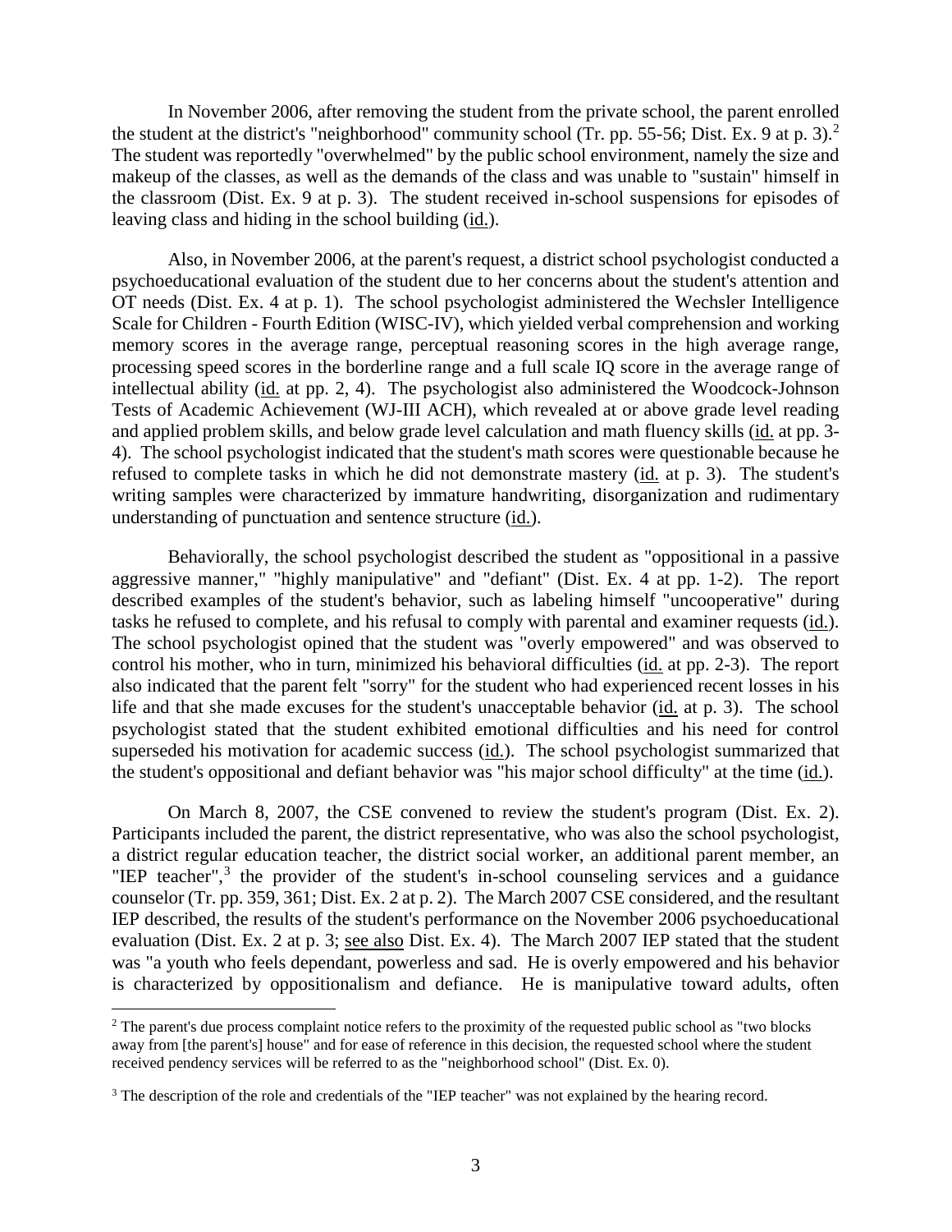In November 2006, after removing the student from the private school, the parent enrolled the student at the district's "neighborhood" community school (Tr. pp. 55-56; Dist. Ex. 9 at p. 3).[2] The student was reportedly "overwhelmed" by the public school environment, namely the size and makeup of the classes, as well as the demands of the class and was unable to "sustain" himself in the classroom (Dist. Ex. 9 at p. 3). The student received in-school suspensions for episodes of leaving class and hiding in the school building (id.).

Also, in November 2006, at the parent's request, a district school psychologist conducted a psychoeducational evaluation of the student due to her concerns about the student's attention and OT needs (Dist. Ex. 4 at p. 1). The school psychologist administered the Wechsler Intelligence Scale for Children - Fourth Edition (WISC-IV), which yielded verbal comprehension and working memory scores in the average range, perceptual reasoning scores in the high average range, processing speed scores in the borderline range and a full scale IQ score in the average range of intellectual ability (id. at pp. 2, 4). The psychologist also administered the Woodcock-Johnson Tests of Academic Achievement (WJ-III ACH), which revealed at or above grade level reading and applied problem skills, and below grade level calculation and math fluency skills (id. at pp. 3-4). The school psychologist indicated that the student's math scores were questionable because he refused to complete tasks in which he did not demonstrate mastery (id. at p. 3). The student's writing samples were characterized by immature handwriting, disorganization and rudimentary understanding of punctuation and sentence structure (id.).

Behaviorally, the school psychologist described the student as "oppositional in a passive aggressive manner," "highly manipulative" and "defiant" (Dist. Ex. 4 at pp. 1-2). The report described examples of the student's behavior, such as labeling himself "uncooperative" during tasks he refused to complete, and his refusal to comply with parental and examiner requests (id.). The school psychologist opined that the student was "overly empowered" and was observed to control his mother, who in turn, minimized his behavioral difficulties (id. at pp. 2-3). The report also indicated that the parent felt "sorry" for the student who had experienced recent losses in his life and that she made excuses for the student's unacceptable behavior (id. at p. 3). The school psychologist stated that the student exhibited emotional difficulties and his need for control superseded his motivation for academic success (id.). The school psychologist summarized that the student's oppositional and defiant behavior was "his major school difficulty" at the time (id.).

On March 8, 2007, the CSE convened to review the student's program (Dist. Ex. 2). Participants included the parent, the district representative, who was also the school psychologist, a district regular education teacher, the district social worker, an additional parent member, an "IEP teacher",[3] the provider of the student's in-school counseling services and a guidance counselor (Tr. pp. 359, 361; Dist. Ex. 2 at p. 2). The March 2007 CSE considered, and the resultant IEP described, the results of the student's performance on the November 2006 psychoeducational evaluation (Dist. Ex. 2 at p. 3; see also Dist. Ex. 4). The March 2007 IEP stated that the student was "a youth who feels dependant, powerless and sad. He is overly empowered and his behavior is characterized by oppositionalism and defiance. He is manipulative toward adults, often

[2] The parent's due process complaint notice refers to the proximity of the requested public school as "two blocks away from [the parent's] house" and for ease of reference in this decision, the requested school where the student received pendency services will be referred to as the "neighborhood school" (Dist. Ex. 0).

[3] The description of the role and credentials of the "IEP teacher" was not explained by the hearing record.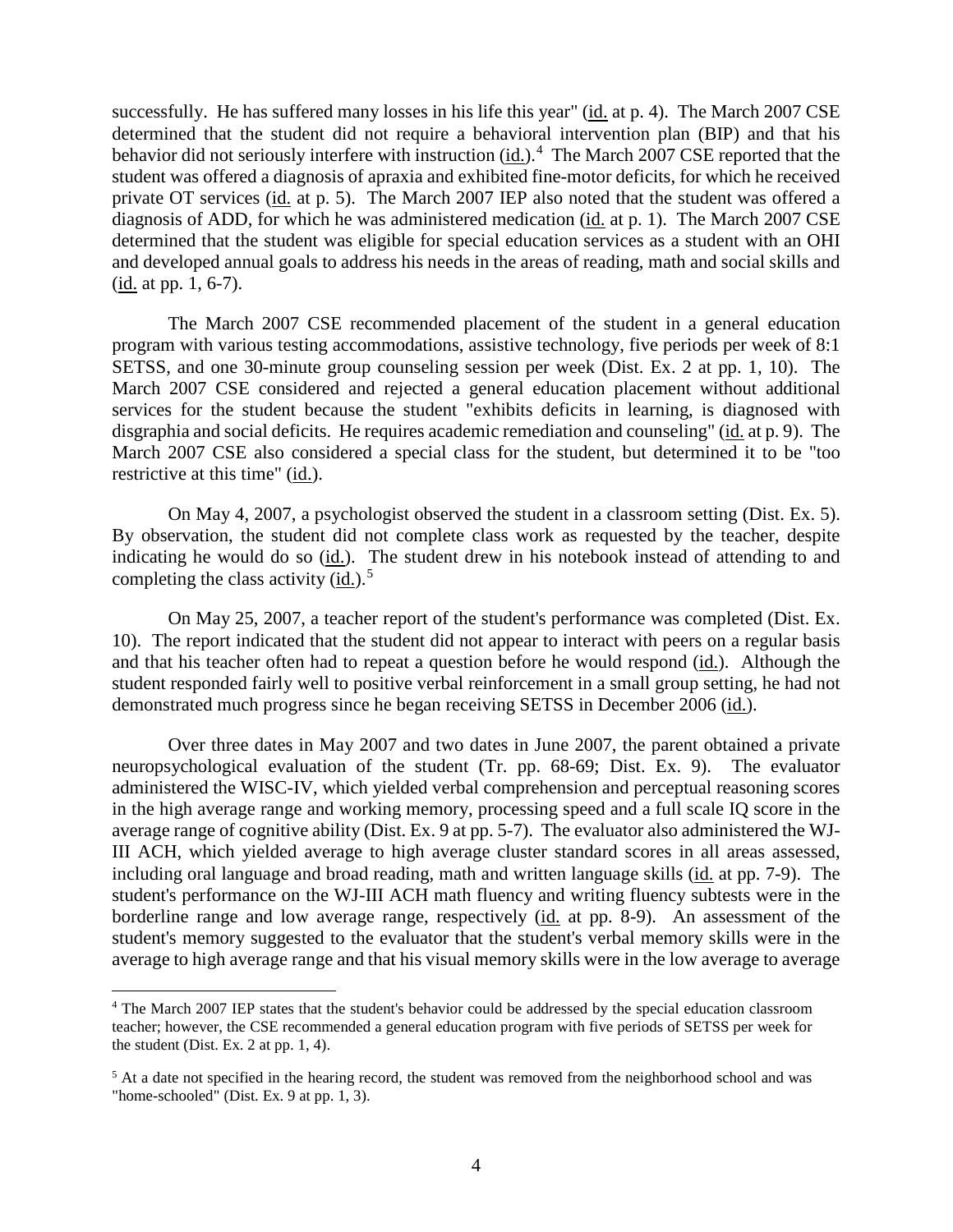successfully. He has suffered many losses in his life this year" (id. at p. 4). The March 2007 CSE determined that the student did not require a behavioral intervention plan (BIP) and that his behavior did not seriously interfere with instruction (id.).[4] The March 2007 CSE reported that the student was offered a diagnosis of apraxia and exhibited fine-motor deficits, for which he received private OT services (id. at p. 5). The March 2007 IEP also noted that the student was offered a diagnosis of ADD, for which he was administered medication (id. at p. 1). The March 2007 CSE determined that the student was eligible for special education services as a student with an OHI and developed annual goals to address his needs in the areas of reading, math and social skills and (id. at pp. 1, 6-7).

The March 2007 CSE recommended placement of the student in a general education program with various testing accommodations, assistive technology, five periods per week of 8:1 SETSS, and one 30-minute group counseling session per week (Dist. Ex. 2 at pp. 1, 10). The March 2007 CSE considered and rejected a general education placement without additional services for the student because the student "exhibits deficits in learning, is diagnosed with disgraphia and social deficits. He requires academic remediation and counseling" (id. at p. 9). The March 2007 CSE also considered a special class for the student, but determined it to be "too restrictive at this time" (id.).

On May 4, 2007, a psychologist observed the student in a classroom setting (Dist. Ex. 5). By observation, the student did not complete class work as requested by the teacher, despite indicating he would do so (id.). The student drew in his notebook instead of attending to and completing the class activity (id.).[5]

On May 25, 2007, a teacher report of the student's performance was completed (Dist. Ex. 10). The report indicated that the student did not appear to interact with peers on a regular basis and that his teacher often had to repeat a question before he would respond (id.). Although the student responded fairly well to positive verbal reinforcement in a small group setting, he had not demonstrated much progress since he began receiving SETSS in December 2006 (id.).

Over three dates in May 2007 and two dates in June 2007, the parent obtained a private neuropsychological evaluation of the student (Tr. pp. 68-69; Dist. Ex. 9). The evaluator administered the WISC-IV, which yielded verbal comprehension and perceptual reasoning scores in the high average range and working memory, processing speed and a full scale IQ score in the average range of cognitive ability (Dist. Ex. 9 at pp. 5-7). The evaluator also administered the WJ-III ACH, which yielded average to high average cluster standard scores in all areas assessed, including oral language and broad reading, math and written language skills (id. at pp. 7-9). The student's performance on the WJ-III ACH math fluency and writing fluency subtests were in the borderline range and low average range, respectively (id. at pp. 8-9). An assessment of the student's memory suggested to the evaluator that the student's verbal memory skills were in the average to high average range and that his visual memory skills were in the low average to average

---

[4] The March 2007 IEP states that the student's behavior could be addressed by the special education classroom teacher; however, the CSE recommended a general education program with five periods of SETSS per week for the student (Dist. Ex. 2 at pp. 1, 4).

[5] At a date not specified in the hearing record, the student was removed from the neighborhood school and was "home-schooled" (Dist. Ex. 9 at pp. 1, 3).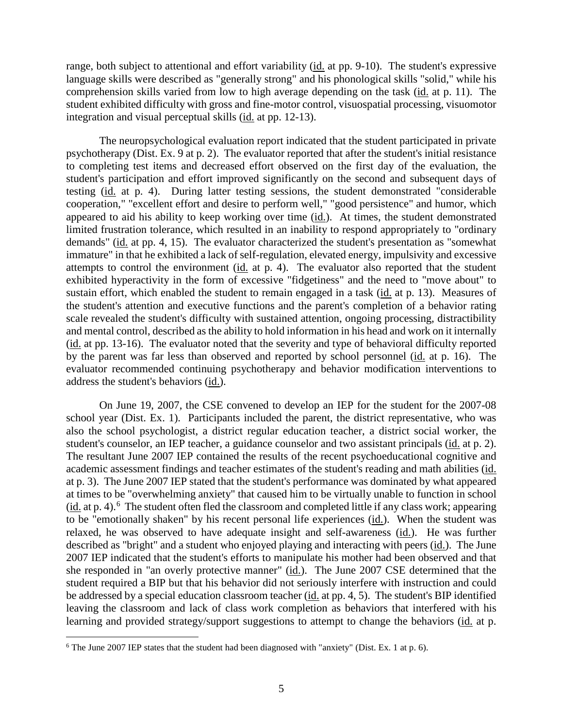range, both subject to attentional and effort variability (id. at pp. 9-10). The student's expressive language skills were described as "generally strong" and his phonological skills "solid," while his comprehension skills varied from low to high average depending on the task (id. at p. 11). The student exhibited difficulty with gross and fine-motor control, visuospatial processing, visuomotor integration and visual perceptual skills (id. at pp. 12-13).

The neuropsychological evaluation report indicated that the student participated in private psychotherapy (Dist. Ex. 9 at p. 2). The evaluator reported that after the student's initial resistance to completing test items and decreased effort observed on the first day of the evaluation, the student's participation and effort improved significantly on the second and subsequent days of testing (id. at p. 4). During latter testing sessions, the student demonstrated "considerable cooperation," "excellent effort and desire to perform well," "good persistence" and humor, which appeared to aid his ability to keep working over time (id.). At times, the student demonstrated limited frustration tolerance, which resulted in an inability to respond appropriately to "ordinary demands" (id. at pp. 4, 15). The evaluator characterized the student's presentation as "somewhat immature" in that he exhibited a lack of self-regulation, elevated energy, impulsivity and excessive attempts to control the environment (id. at p. 4). The evaluator also reported that the student exhibited hyperactivity in the form of excessive "fidgetiness" and the need to "move about" to sustain effort, which enabled the student to remain engaged in a task (id. at p. 13). Measures of the student's attention and executive functions and the parent's completion of a behavior rating scale revealed the student's difficulty with sustained attention, ongoing processing, distractibility and mental control, described as the ability to hold information in his head and work on it internally (id. at pp. 13-16). The evaluator noted that the severity and type of behavioral difficulty reported by the parent was far less than observed and reported by school personnel (id. at p. 16). The evaluator recommended continuing psychotherapy and behavior modification interventions to address the student's behaviors (id.).

On June 19, 2007, the CSE convened to develop an IEP for the student for the 2007-08 school year (Dist. Ex. 1). Participants included the parent, the district representative, who was also the school psychologist, a district regular education teacher, a district social worker, the student's counselor, an IEP teacher, a guidance counselor and two assistant principals (id. at p. 2). The resultant June 2007 IEP contained the results of the recent psychoeducational cognitive and academic assessment findings and teacher estimates of the student's reading and math abilities (id. at p. 3). The June 2007 IEP stated that the student's performance was dominated by what appeared at times to be "overwhelming anxiety" that caused him to be virtually unable to function in school (id. at p. 4).[6] The student often fled the classroom and completed little if any class work; appearing to be "emotionally shaken" by his recent personal life experiences (id.). When the student was relaxed, he was observed to have adequate insight and self-awareness (id.). He was further described as "bright" and a student who enjoyed playing and interacting with peers (id.). The June 2007 IEP indicated that the student's efforts to manipulate his mother had been observed and that she responded in "an overly protective manner" (id.). The June 2007 CSE determined that the student required a BIP but that his behavior did not seriously interfere with instruction and could be addressed by a special education classroom teacher (id. at pp. 4, 5). The student's BIP identified leaving the classroom and lack of class work completion as behaviors that interfered with his learning and provided strategy/support suggestions to attempt to change the behaviors (id. at p.

[6] The June 2007 IEP states that the student had been diagnosed with "anxiety" (Dist. Ex. 1 at p. 6).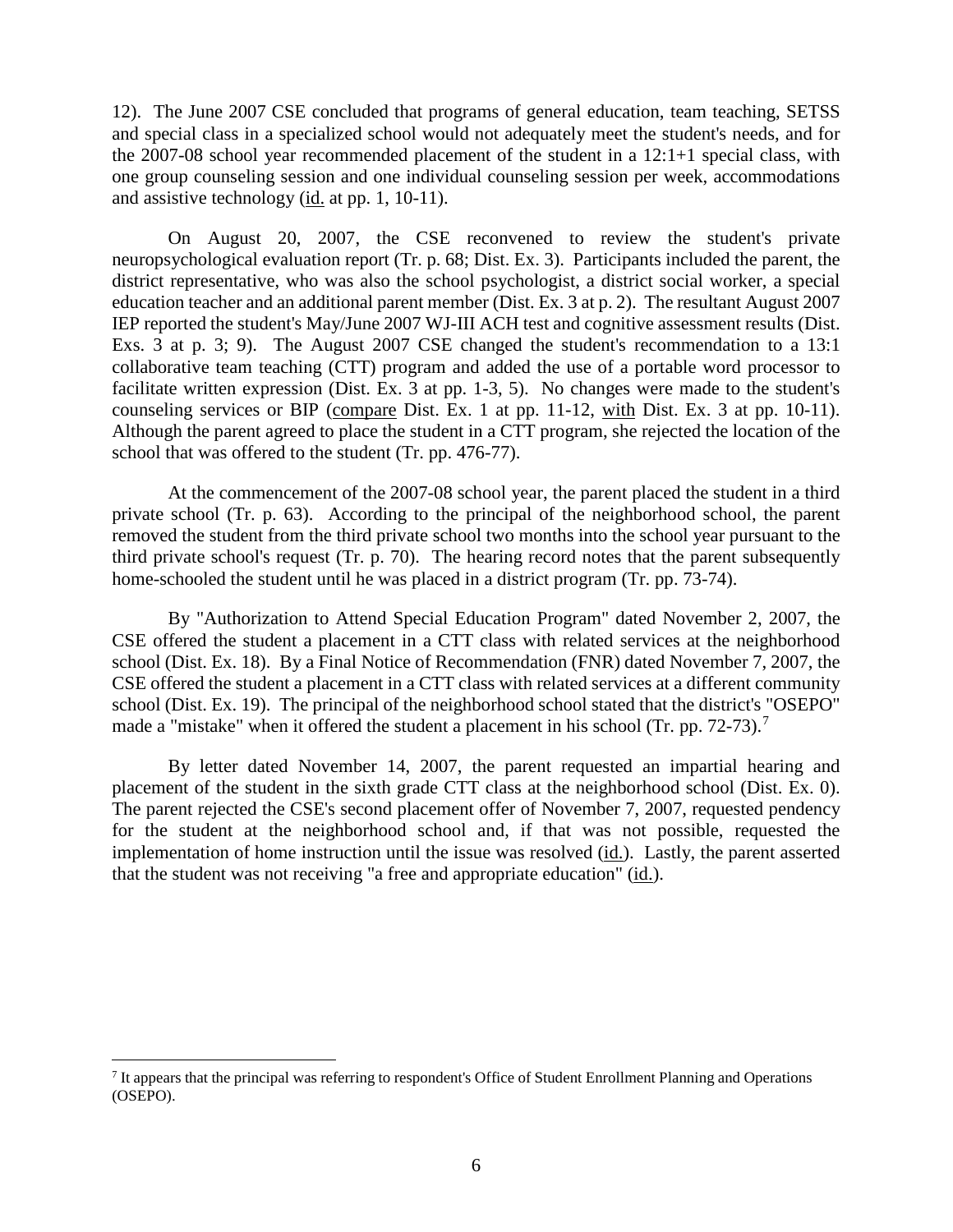12). The June 2007 CSE concluded that programs of general education, team teaching, SETSS and special class in a specialized school would not adequately meet the student's needs, and for the 2007-08 school year recommended placement of the student in a 12:1+1 special class, with one group counseling session and one individual counseling session per week, accommodations and assistive technology (id. at pp. 1, 10-11).

On August 20, 2007, the CSE reconvened to review the student's private neuropsychological evaluation report (Tr. p. 68; Dist. Ex. 3). Participants included the parent, the district representative, who was also the school psychologist, a district social worker, a special education teacher and an additional parent member (Dist. Ex. 3 at p. 2). The resultant August 2007 IEP reported the student's May/June 2007 WJ-III ACH test and cognitive assessment results (Dist. Exs. 3 at p. 3; 9). The August 2007 CSE changed the student's recommendation to a 13:1 collaborative team teaching (CTT) program and added the use of a portable word processor to facilitate written expression (Dist. Ex. 3 at pp. 1-3, 5). No changes were made to the student's counseling services or BIP (compare Dist. Ex. 1 at pp. 11-12, with Dist. Ex. 3 at pp. 10-11). Although the parent agreed to place the student in a CTT program, she rejected the location of the school that was offered to the student (Tr. pp. 476-77).

At the commencement of the 2007-08 school year, the parent placed the student in a third private school (Tr. p. 63). According to the principal of the neighborhood school, the parent removed the student from the third private school two months into the school year pursuant to the third private school's request (Tr. p. 70). The hearing record notes that the parent subsequently home-schooled the student until he was placed in a district program (Tr. pp. 73-74).

By "Authorization to Attend Special Education Program" dated November 2, 2007, the CSE offered the student a placement in a CTT class with related services at the neighborhood school (Dist. Ex. 18). By a Final Notice of Recommendation (FNR) dated November 7, 2007, the CSE offered the student a placement in a CTT class with related services at a different community school (Dist. Ex. 19). The principal of the neighborhood school stated that the district's "OSEPO" made a "mistake" when it offered the student a placement in his school (Tr. pp. 72-73).[7]

By letter dated November 14, 2007, the parent requested an impartial hearing and placement of the student in the sixth grade CTT class at the neighborhood school (Dist. Ex. 0). The parent rejected the CSE's second placement offer of November 7, 2007, requested pendency for the student at the neighborhood school and, if that was not possible, requested the implementation of home instruction until the issue was resolved (id.). Lastly, the parent asserted that the student was not receiving "a free and appropriate education" (id.).

---

[7] It appears that the principal was referring to respondent's Office of Student Enrollment Planning and Operations (OSEPO).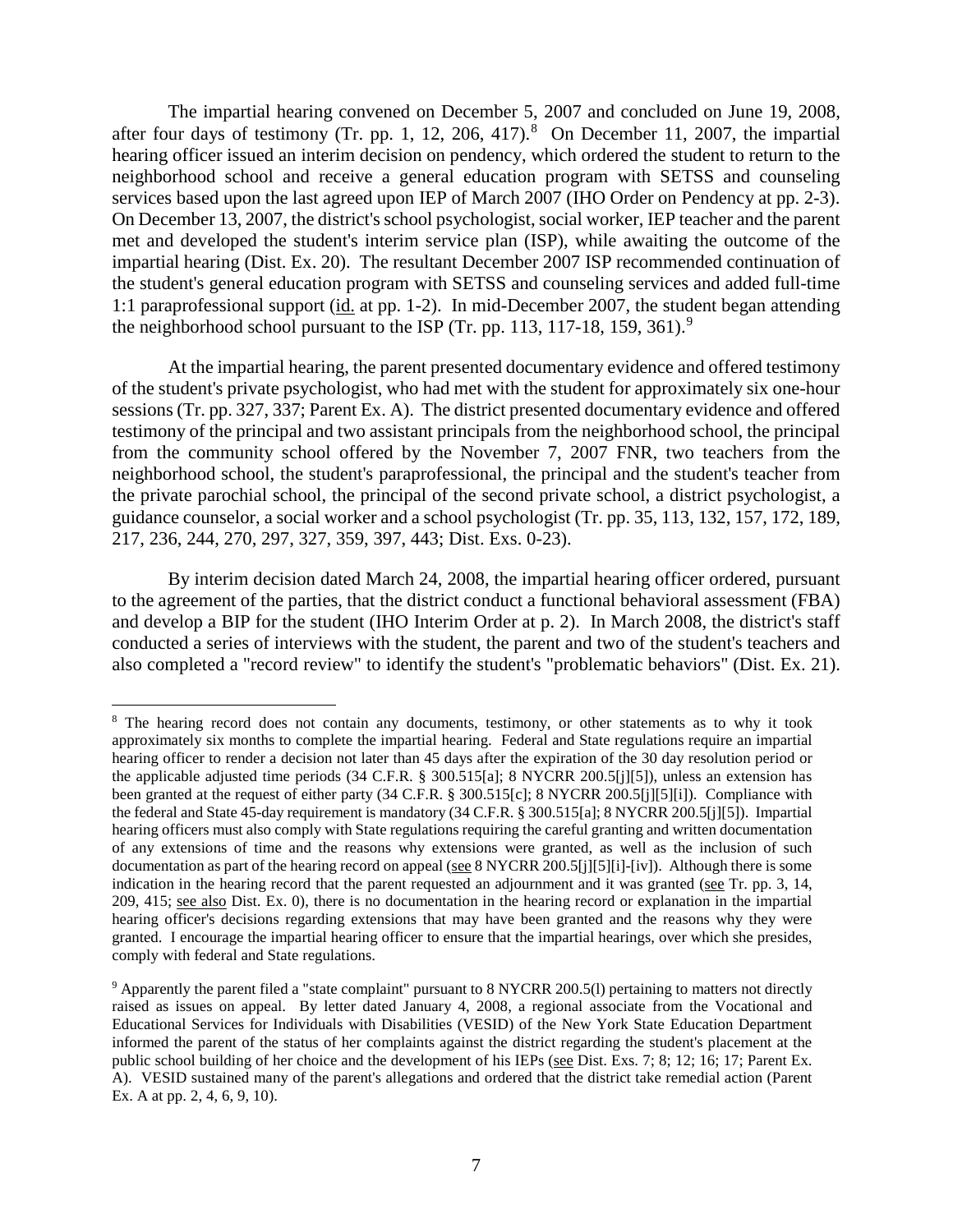The impartial hearing convened on December 5, 2007 and concluded on June 19, 2008, after four days of testimony (Tr. pp. 1, 12, 206, 417).[8] On December 11, 2007, the impartial hearing officer issued an interim decision on pendency, which ordered the student to return to the neighborhood school and receive a general education program with SETSS and counseling services based upon the last agreed upon IEP of March 2007 (IHO Order on Pendency at pp. 2-3). On December 13, 2007, the district's school psychologist, social worker, IEP teacher and the parent met and developed the student's interim service plan (ISP), while awaiting the outcome of the impartial hearing (Dist. Ex. 20). The resultant December 2007 ISP recommended continuation of the student's general education program with SETSS and counseling services and added full-time 1:1 paraprofessional support (id. at pp. 1-2). In mid-December 2007, the student began attending the neighborhood school pursuant to the ISP (Tr. pp. 113, 117-18, 159, 361).[9]

At the impartial hearing, the parent presented documentary evidence and offered testimony of the student's private psychologist, who had met with the student for approximately six one-hour sessions (Tr. pp. 327, 337; Parent Ex. A). The district presented documentary evidence and offered testimony of the principal and two assistant principals from the neighborhood school, the principal from the community school offered by the November 7, 2007 FNR, two teachers from the neighborhood school, the student's paraprofessional, the principal and the student's teacher from the private parochial school, the principal of the second private school, a district psychologist, a guidance counselor, a social worker and a school psychologist (Tr. pp. 35, 113, 132, 157, 172, 189, 217, 236, 244, 270, 297, 327, 359, 397, 443; Dist. Exs. 0-23).

By interim decision dated March 24, 2008, the impartial hearing officer ordered, pursuant to the agreement of the parties, that the district conduct a functional behavioral assessment (FBA) and develop a BIP for the student (IHO Interim Order at p. 2). In March 2008, the district's staff conducted a series of interviews with the student, the parent and two of the student's teachers and also completed a "record review" to identify the student's "problematic behaviors" (Dist. Ex. 21).

---

[8] The hearing record does not contain any documents, testimony, or other statements as to why it took approximately six months to complete the impartial hearing. Federal and State regulations require an impartial hearing officer to render a decision not later than 45 days after the expiration of the 30 day resolution period or the applicable adjusted time periods (34 C.F.R. § 300.515[a]; 8 NYCRR 200.5[j][5]), unless an extension has been granted at the request of either party (34 C.F.R. § 300.515[c]; 8 NYCRR 200.5[j][5][i]). Compliance with the federal and State 45-day requirement is mandatory (34 C.F.R. § 300.515[a]; 8 NYCRR 200.5[j][5]). Impartial hearing officers must also comply with State regulations requiring the careful granting and written documentation of any extensions of time and the reasons why extensions were granted, as well as the inclusion of such documentation as part of the hearing record on appeal (see 8 NYCRR 200.5[j][5][i]-[iv]). Although there is some indication in the hearing record that the parent requested an adjournment and it was granted (see Tr. pp. 3, 14, 209, 415; see also Dist. Ex. 0), there is no documentation in the hearing record or explanation in the impartial hearing officer's decisions regarding extensions that may have been granted and the reasons why they were granted. I encourage the impartial hearing officer to ensure that the impartial hearings, over which she presides, comply with federal and State regulations.

[9] Apparently the parent filed a "state complaint" pursuant to 8 NYCRR 200.5(l) pertaining to matters not directly raised as issues on appeal. By letter dated January 4, 2008, a regional associate from the Vocational and Educational Services for Individuals with Disabilities (VESID) of the New York State Education Department informed the parent of the status of her complaints against the district regarding the student's placement at the public school building of her choice and the development of his IEPs (see Dist. Exs. 7; 8; 12; 16; 17; Parent Ex. A). VESID sustained many of the parent's allegations and ordered that the district take remedial action (Parent Ex. A at pp. 2, 4, 6, 9, 10).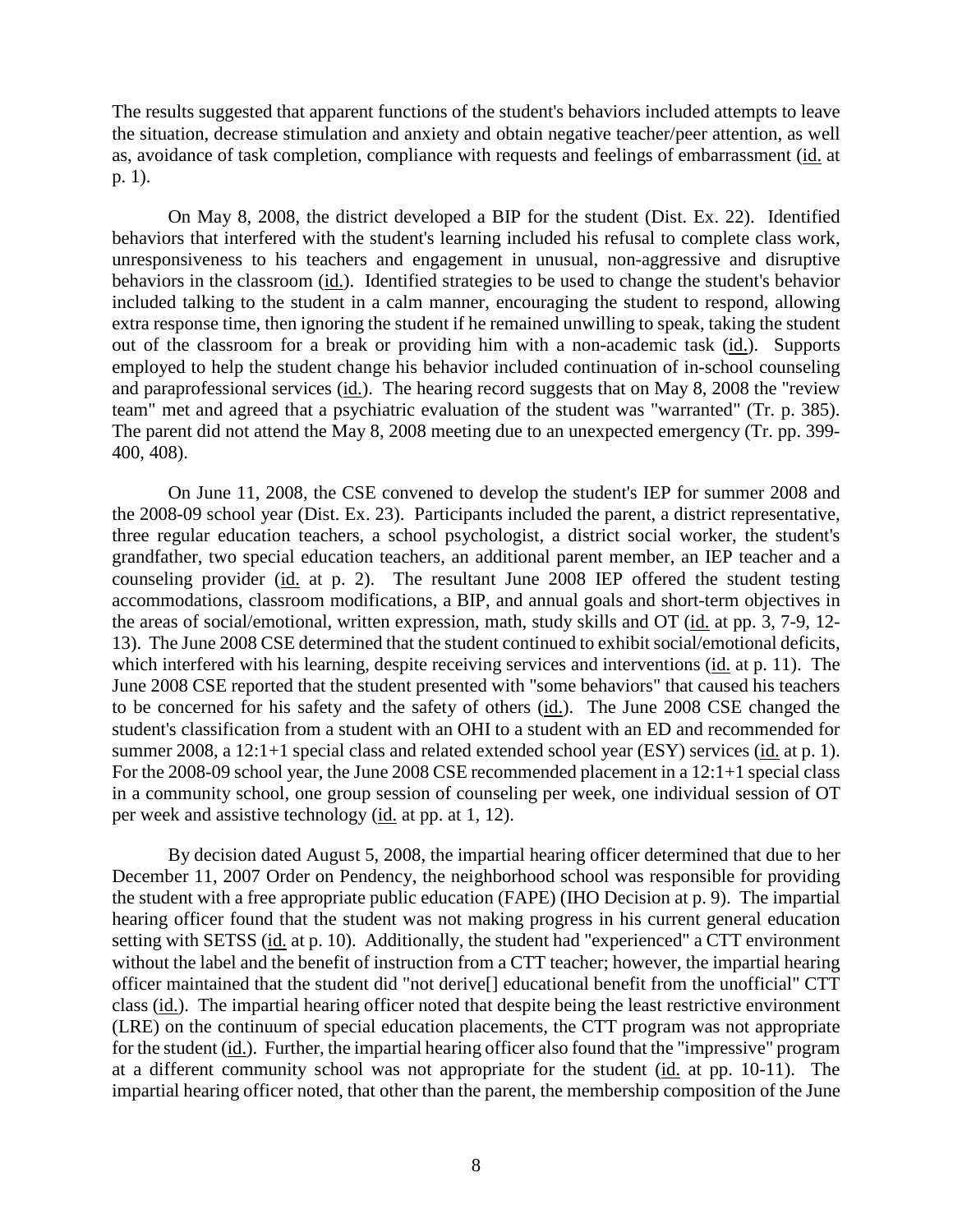The results suggested that apparent functions of the student's behaviors included attempts to leave the situation, decrease stimulation and anxiety and obtain negative teacher/peer attention, as well as, avoidance of task completion, compliance with requests and feelings of embarrassment (id. at p. 1).

On May 8, 2008, the district developed a BIP for the student (Dist. Ex. 22). Identified behaviors that interfered with the student's learning included his refusal to complete class work, unresponsiveness to his teachers and engagement in unusual, non-aggressive and disruptive behaviors in the classroom (id.). Identified strategies to be used to change the student's behavior included talking to the student in a calm manner, encouraging the student to respond, allowing extra response time, then ignoring the student if he remained unwilling to speak, taking the student out of the classroom for a break or providing him with a non-academic task (id.). Supports employed to help the student change his behavior included continuation of in-school counseling and paraprofessional services (id.). The hearing record suggests that on May 8, 2008 the "review team" met and agreed that a psychiatric evaluation of the student was "warranted" (Tr. p. 385). The parent did not attend the May 8, 2008 meeting due to an unexpected emergency (Tr. pp. 399-400, 408).

On June 11, 2008, the CSE convened to develop the student's IEP for summer 2008 and the 2008-09 school year (Dist. Ex. 23). Participants included the parent, a district representative, three regular education teachers, a school psychologist, a district social worker, the student's grandfather, two special education teachers, an additional parent member, an IEP teacher and a counseling provider (id. at p. 2). The resultant June 2008 IEP offered the student testing accommodations, classroom modifications, a BIP, and annual goals and short-term objectives in the areas of social/emotional, written expression, math, study skills and OT (id. at pp. 3, 7-9, 12-13). The June 2008 CSE determined that the student continued to exhibit social/emotional deficits, which interfered with his learning, despite receiving services and interventions (id. at p. 11). The June 2008 CSE reported that the student presented with "some behaviors" that caused his teachers to be concerned for his safety and the safety of others (id.). The June 2008 CSE changed the student's classification from a student with an OHI to a student with an ED and recommended for summer 2008, a 12:1+1 special class and related extended school year (ESY) services (id. at p. 1). For the 2008-09 school year, the June 2008 CSE recommended placement in a 12:1+1 special class in a community school, one group session of counseling per week, one individual session of OT per week and assistive technology (id. at pp. at 1, 12).

By decision dated August 5, 2008, the impartial hearing officer determined that due to her December 11, 2007 Order on Pendency, the neighborhood school was responsible for providing the student with a free appropriate public education (FAPE) (IHO Decision at p. 9). The impartial hearing officer found that the student was not making progress in his current general education setting with SETSS (id. at p. 10). Additionally, the student had "experienced" a CTT environment without the label and the benefit of instruction from a CTT teacher; however, the impartial hearing officer maintained that the student did "not derive[] educational benefit from the unofficial" CTT class (id.). The impartial hearing officer noted that despite being the least restrictive environment (LRE) on the continuum of special education placements, the CTT program was not appropriate for the student (id.). Further, the impartial hearing officer also found that the "impressive" program at a different community school was not appropriate for the student (id. at pp. 10-11). The impartial hearing officer noted, that other than the parent, the membership composition of the June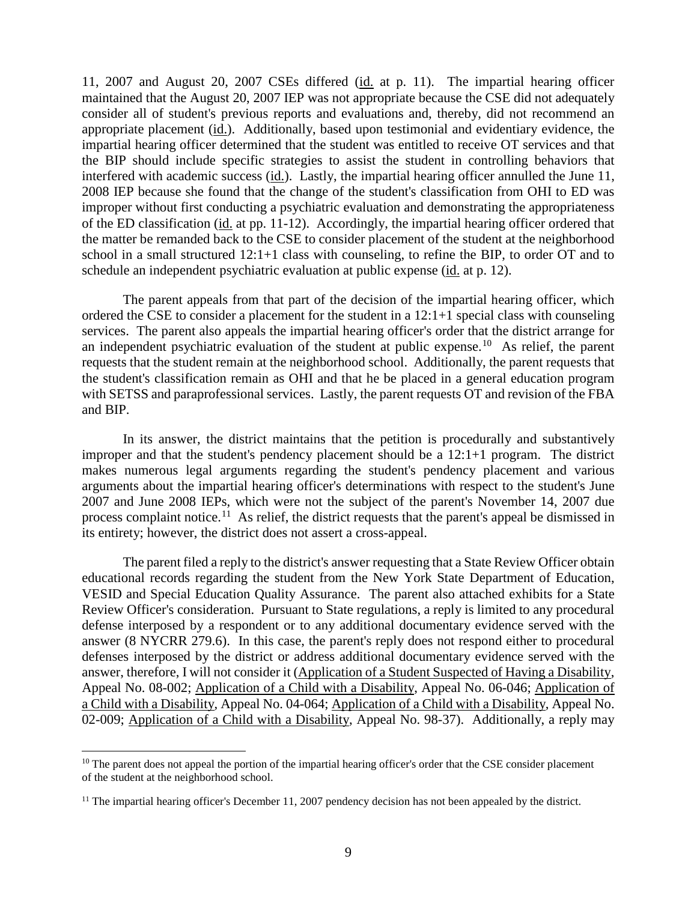11, 2007 and August 20, 2007 CSEs differed (id. at p. 11). The impartial hearing officer maintained that the August 20, 2007 IEP was not appropriate because the CSE did not adequately consider all of student's previous reports and evaluations and, thereby, did not recommend an appropriate placement (id.). Additionally, based upon testimonial and evidentiary evidence, the impartial hearing officer determined that the student was entitled to receive OT services and that the BIP should include specific strategies to assist the student in controlling behaviors that interfered with academic success (id.). Lastly, the impartial hearing officer annulled the June 11, 2008 IEP because she found that the change of the student's classification from OHI to ED was improper without first conducting a psychiatric evaluation and demonstrating the appropriateness of the ED classification (id. at pp. 11-12). Accordingly, the impartial hearing officer ordered that the matter be remanded back to the CSE to consider placement of the student at the neighborhood school in a small structured 12:1+1 class with counseling, to refine the BIP, to order OT and to schedule an independent psychiatric evaluation at public expense (id. at p. 12).

The parent appeals from that part of the decision of the impartial hearing officer, which ordered the CSE to consider a placement for the student in a 12:1+1 special class with counseling services. The parent also appeals the impartial hearing officer's order that the district arrange for an independent psychiatric evaluation of the student at public expense.[10] As relief, the parent requests that the student remain at the neighborhood school. Additionally, the parent requests that the student's classification remain as OHI and that he be placed in a general education program with SETSS and paraprofessional services. Lastly, the parent requests OT and revision of the FBA and BIP.

In its answer, the district maintains that the petition is procedurally and substantively improper and that the student's pendency placement should be a 12:1+1 program. The district makes numerous legal arguments regarding the student's pendency placement and various arguments about the impartial hearing officer's determinations with respect to the student's June 2007 and June 2008 IEPs, which were not the subject of the parent's November 14, 2007 due process complaint notice.[11] As relief, the district requests that the parent's appeal be dismissed in its entirety; however, the district does not assert a cross-appeal.

The parent filed a reply to the district's answer requesting that a State Review Officer obtain educational records regarding the student from the New York State Department of Education, VESID and Special Education Quality Assurance. The parent also attached exhibits for a State Review Officer's consideration. Pursuant to State regulations, a reply is limited to any procedural defense interposed by a respondent or to any additional documentary evidence served with the answer (8 NYCRR 279.6). In this case, the parent's reply does not respond either to procedural defenses interposed by the district or address additional documentary evidence served with the answer, therefore, I will not consider it (Application of a Student Suspected of Having a Disability, Appeal No. 08-002; Application of a Child with a Disability, Appeal No. 06-046; Application of a Child with a Disability, Appeal No. 04-064; Application of a Child with a Disability, Appeal No. 02-009; Application of a Child with a Disability, Appeal No. 98-37). Additionally, a reply may

---

[10] The parent does not appeal the portion of the impartial hearing officer's order that the CSE consider placement of the student at the neighborhood school.

[11] The impartial hearing officer's December 11, 2007 pendency decision has not been appealed by the district.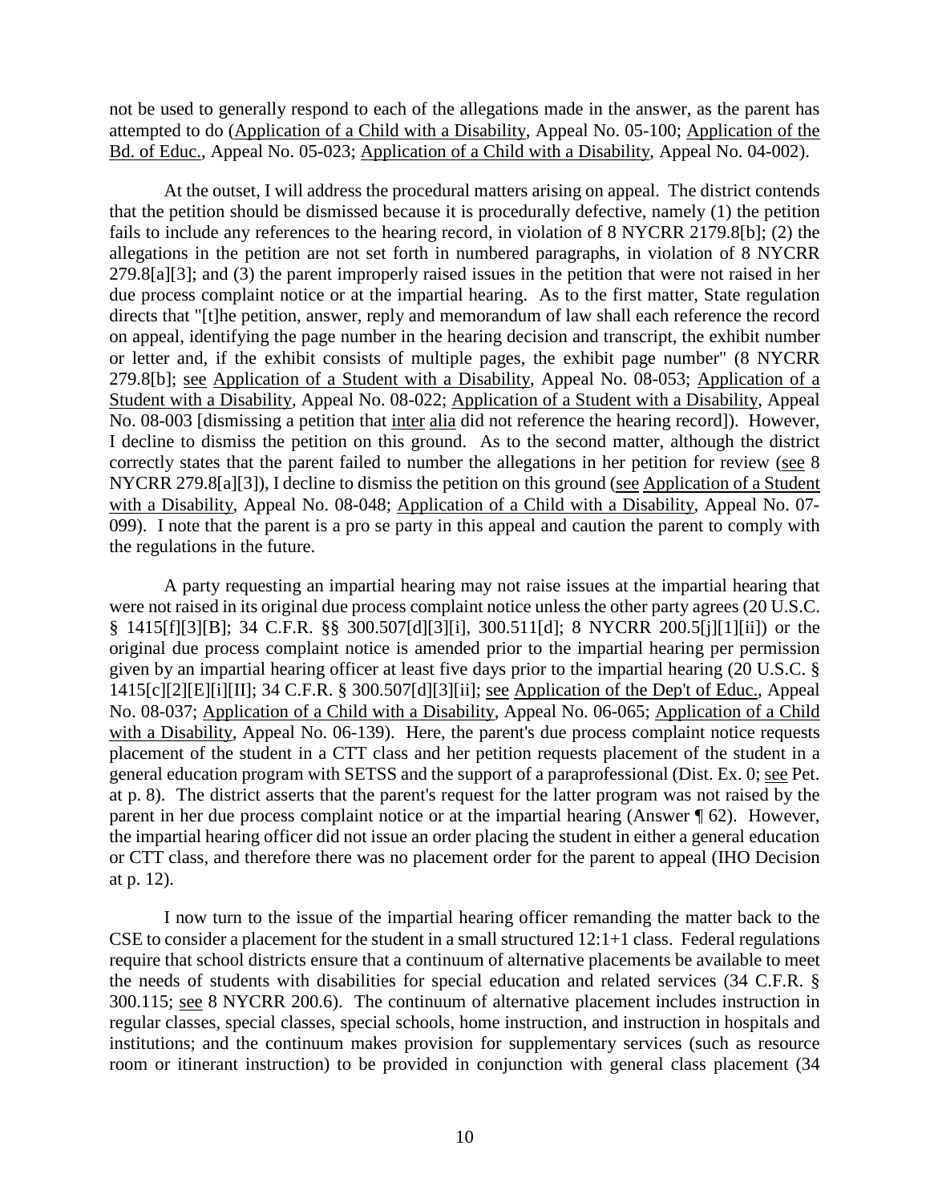not be used to generally respond to each of the allegations made in the answer, as the parent has attempted to do (Application of a Child with a Disability, Appeal No. 05-100; Application of the Bd. of Educ., Appeal No. 05-023; Application of a Child with a Disability, Appeal No. 04-002).

At the outset, I will address the procedural matters arising on appeal. The district contends that the petition should be dismissed because it is procedurally defective, namely (1) the petition fails to include any references to the hearing record, in violation of 8 NYCRR 2179.8[b]; (2) the allegations in the petition are not set forth in numbered paragraphs, in violation of 8 NYCRR 279.8[a][3]; and (3) the petition improperly raised issues in the petition that were not raised in her due process complaint notice or at the impartial hearing. As to the first matter, State regulation directs that "[t]he petition, answer, reply and memorandum of law shall each reference the record on appeal, identifying the page number in the hearing decision and transcript, the exhibit number or letter and, if the exhibit consists of multiple pages, the exhibit page number" (8 NYCRR 279.8[b]; see Application of a Student with a Disability, Appeal No. 08-053; Application of a Student with a Disability, Appeal No. 08-022; Application of a Student with a Disability, Appeal No. 08-003 [dismissing a petition that inter alia did not reference the hearing record]). However, I decline to dismiss the petition on this ground. As to the second matter, although the district correctly states that the parent failed to number the allegations in her petition for review (see 8 NYCRR 279.8[a][3]), I decline to dismiss the petition on this ground (see Application of a Student with a Disability, Appeal No. 08-048; Application of a Child with a Disability, Appeal No. 07-099). I note that the parent is a pro se party in this appeal and caution the parent to comply with the regulations in the future.

A party requesting an impartial hearing may not raise issues at the impartial hearing that were not raised in its original due process complaint notice unless the other party agrees (20 U.S.C. § 1415[f][3][B]; 34 C.F.R. §§ 300.507[d][3][i], 300.511[d]; 8 NYCRR 200.5[j][1][ii]) or the original due process complaint notice is amended prior to the impartial hearing per permission given by an impartial hearing officer at least five days prior to the impartial hearing (20 U.S.C. § 1415[c][2][E][i][II]; 34 C.F.R. § 300.507[d][3][ii]; see Application of the Dep't of Educ., Appeal No. 08-037; Application of a Child with a Disability, Appeal No. 06-065; Application of a Child with a Disability, Appeal No. 06-139). Here, the parent's due process complaint notice requests placement of the student in a CTT class and her petition requests placement of the student in a general education program with SETSS and the support of a paraprofessional (Dist. Ex. 0; see Pet. at p. 8). The district asserts that the parent's request for the latter program was not raised by the parent in her due process complaint notice or at the impartial hearing (Answer ¶ 62). However, the impartial hearing officer did not issue an order placing the student in either a general education or CTT class, and therefore there was no placement order for the parent to appeal (IHO Decision at p. 12).

I now turn to the issue of the impartial hearing officer remanding the matter back to the CSE to consider a placement for the student in a small structured 12:1+1 class. Federal regulations require that school districts ensure that a continuum of alternative placements be available to meet the needs of students with disabilities for special education and related services (34 C.F.R. § 300.115; see 8 NYCRR 200.6). The continuum of alternative placement includes instruction in regular classes, special classes, special schools, home instruction, and instruction in hospitals and institutions; and the continuum makes provision for supplementary services (such as resource room or itinerant instruction) to be provided in conjunction with general class placement (34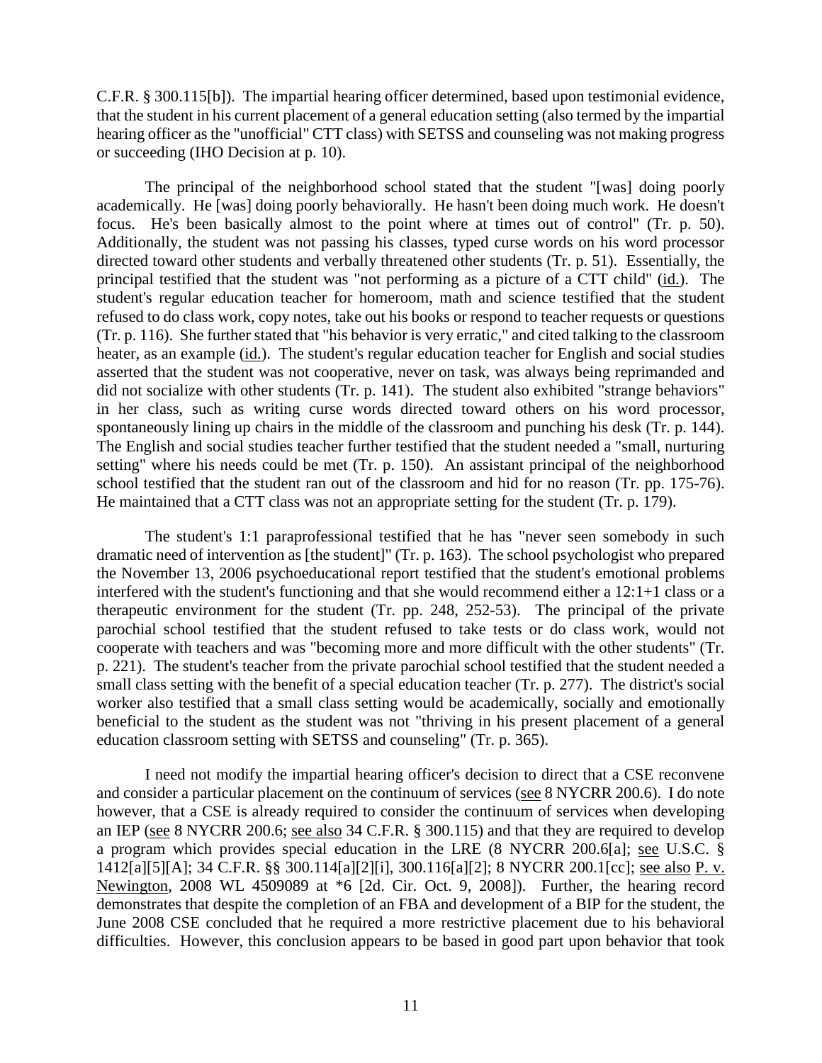C.F.R. § 300.115[b]). The impartial hearing officer determined, based upon testimonial evidence, that the student in his current placement of a general education setting (also termed by the impartial hearing officer as the "unofficial" CTT class) with SETSS and counseling was not making progress or succeeding (IHO Decision at p. 10).

The principal of the neighborhood school stated that the student "[was] doing poorly academically. He [was] doing poorly behaviorally. He hasn't been doing much work. He doesn't focus. He's been basically almost to the point where at times out of control" (Tr. p. 50). Additionally, the student was not passing his classes, typed curse words on his word processor directed toward other students and verbally threatened other students (Tr. p. 51). Essentially, the principal testified that the student was "not performing as a picture of a CTT child" (id.). The student's regular education teacher for homeroom, math and science testified that the student refused to do class work, copy notes, take out his books or respond to teacher requests or questions (Tr. p. 116). She further stated that "his behavior is very erratic," and cited talking to the classroom heater, as an example (id.). The student's regular education teacher for English and social studies asserted that the student was not cooperative, never on task, was always being reprimanded and did not socialize with other students (Tr. p. 141). The student also exhibited "strange behaviors" in her class, such as writing curse words directed toward others on his word processor, spontaneously lining up chairs in the middle of the classroom and punching his desk (Tr. p. 144). The English and social studies teacher further testified that the student needed a "small, nurturing setting" where his needs could be met (Tr. p. 150). An assistant principal of the neighborhood school testified that the student ran out of the classroom and hid for no reason (Tr. pp. 175-76). He maintained that a CTT class was not an appropriate setting for the student (Tr. p. 179).

The student's 1:1 paraprofessional testified that he has "never seen somebody in such dramatic need of intervention as [the student]" (Tr. p. 163). The school psychologist who prepared the November 13, 2006 psychoeducational report testified that the student's emotional problems interfered with the student's functioning and that she would recommend either a 12:1+1 class or a therapeutic environment for the student (Tr. pp. 248, 252-53). The principal of the private parochial school testified that the student refused to take tests or do class work, would not cooperate with teachers and was "becoming more and more difficult with the other students" (Tr. p. 221). The student's teacher from the private parochial school testified that the student needed a small class setting with the benefit of a special education teacher (Tr. p. 277). The district's social worker also testified that a small class setting would be academically, socially and emotionally beneficial to the student as the student was not "thriving in his present placement of a general education classroom setting with SETSS and counseling" (Tr. p. 365).

I need not modify the impartial hearing officer's decision to direct that a CSE reconvene and consider a particular placement on the continuum of services (see 8 NYCRR 200.6). I do note however, that a CSE is already required to consider the continuum of services when developing an IEP (see 8 NYCRR 200.6; see also 34 C.F.R. § 300.115) and that they are required to develop a program which provides special education in the LRE (8 NYCRR 200.6[a]; see U.S.C. § 1412[a][5][A]; 34 C.F.R. §§ 300.114[a][2][i], 300.116[a][2]; 8 NYCRR 200.1[cc]; see also P. v. Newington, 2008 WL 4509089 at *6 [2d. Cir. Oct. 9, 2008]). Further, the hearing record demonstrates that despite the completion of an FBA and development of a BIP for the student, the June 2008 CSE concluded that he required a more restrictive placement due to his behavioral difficulties. However, this conclusion appears to be based in good part upon behavior that took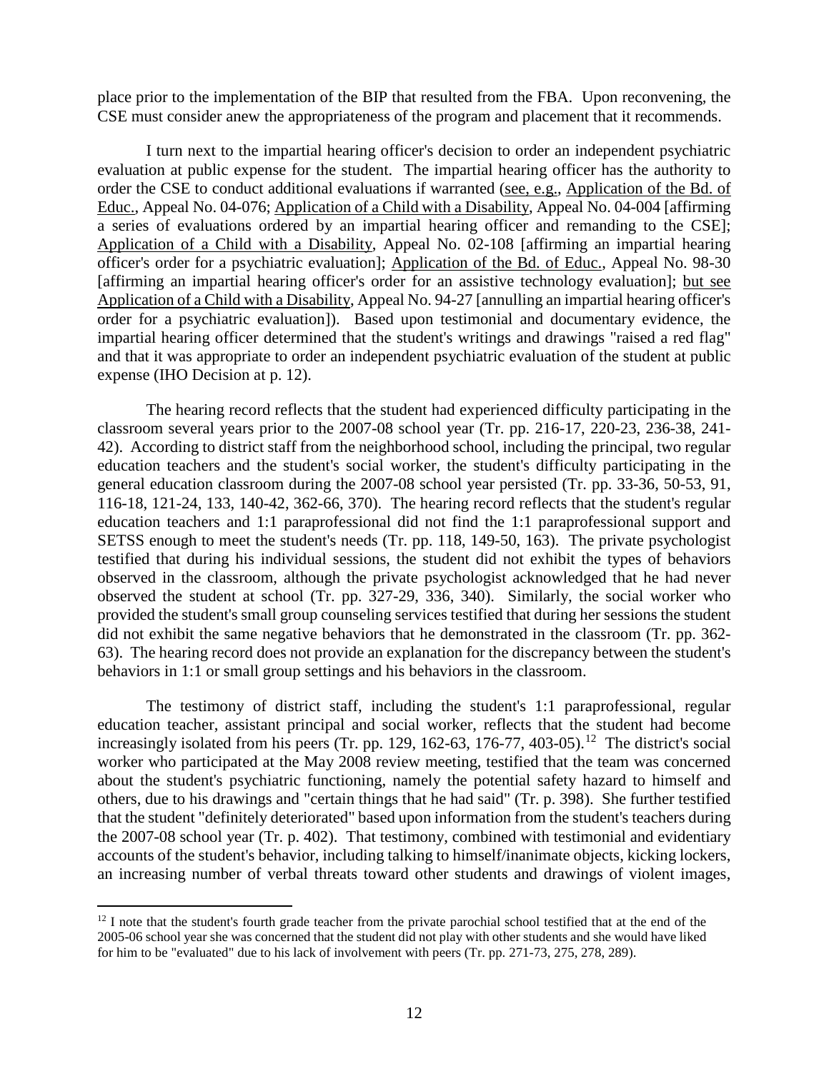place prior to the implementation of the BIP that resulted from the FBA. Upon reconvening, the CSE must consider anew the appropriateness of the program and placement that it recommends.

I turn next to the impartial hearing officer's decision to order an independent psychiatric evaluation at public expense for the student. The impartial hearing officer has the authority to order the CSE to conduct additional evaluations if warranted (see, e.g., Application of the Bd. of Educ., Appeal No. 04-076; Application of a Child with a Disability, Appeal No. 04-004 [affirming a series of evaluations ordered by an impartial hearing officer and remanding to the CSE]; Application of a Child with a Disability, Appeal No. 02-108 [affirming an impartial hearing officer's order for a psychiatric evaluation]; Application of the Bd. of Educ., Appeal No. 98-30 [affirming an impartial hearing officer's order for an assistive technology evaluation]; but see Application of a Child with a Disability, Appeal No. 94-27 [annulling an impartial hearing officer's order for a psychiatric evaluation]). Based upon testimonial and documentary evidence, the impartial hearing officer determined that the student's writings and drawings "raised a red flag" and that it was appropriate to order an independent psychiatric evaluation of the student at public expense (IHO Decision at p. 12).

The hearing record reflects that the student had experienced difficulty participating in the classroom several years prior to the 2007-08 school year (Tr. pp. 216-17, 220-23, 236-38, 241-42). According to district staff from the neighborhood school, including the principal, two regular education teachers and the student's social worker, the student's difficulty participating in the general education classroom during the 2007-08 school year persisted (Tr. pp. 33-36, 50-53, 91, 116-18, 121-24, 133, 140-42, 362-66, 370). The hearing record reflects that the student's regular education teachers and 1:1 paraprofessional did not find the 1:1 paraprofessional support and SETSS enough to meet the student's needs (Tr. pp. 118, 149-50, 163). The private psychologist testified that during his individual sessions, the student did not exhibit the types of behaviors observed in the classroom, although the private psychologist acknowledged that he had never observed the student at school (Tr. pp. 327-29, 336, 340). Similarly, the social worker who provided the student's small group counseling services testified that during her sessions the student did not exhibit the same negative behaviors that he demonstrated in the classroom (Tr. pp. 362-63). The hearing record does not provide an explanation for the discrepancy between the student's behaviors in 1:1 or small group settings and his behaviors in the classroom.

The testimony of district staff, including the student's 1:1 paraprofessional, regular education teacher, assistant principal and social worker, reflects that the student had become increasingly isolated from his peers (Tr. pp. 129, 162-63, 176-77, 403-05).[12] The district's social worker who participated at the May 2008 review meeting, testified that the team was concerned about the student's psychiatric functioning, namely the potential safety hazard to himself and others, due to his drawings and "certain things that he had said" (Tr. p. 398). She further testified that the student "definitely deteriorated" based upon information from the student's teachers during the 2007-08 school year (Tr. p. 402). That testimony, combined with testimonial and evidentiary accounts of the student's behavior, including talking to himself/inanimate objects, kicking lockers, an increasing number of verbal threats toward other students and drawings of violent images,

[12] I note that the student's fourth grade teacher from the private parochial school testified that at the end of the 2005-06 school year she was concerned that the student did not play with other students and she would have liked for him to be "evaluated" due to his lack of involvement with peers (Tr. pp. 271-73, 275, 278, 289).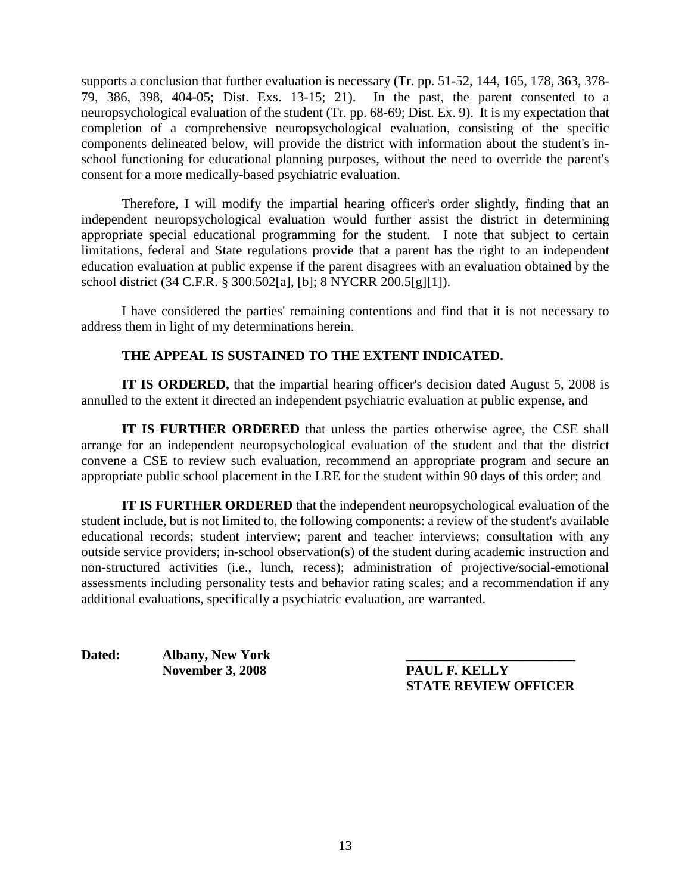supports a conclusion that further evaluation is necessary (Tr. pp. 51-52, 144, 165, 178, 363, 378-79, 386, 398, 404-05; Dist. Exs. 13-15; 21). In the past, the parent consented to a neuropsychological evaluation of the student (Tr. pp. 68-69; Dist. Ex. 9). It is my expectation that completion of a comprehensive neuropsychological evaluation, consisting of the specific components delineated below, will provide the district with information about the student's in-school functioning for educational planning purposes, without the need to override the parent's consent for a more medically-based psychiatric evaluation.

Therefore, I will modify the impartial hearing officer's order slightly, finding that an independent neuropsychological evaluation would further assist the district in determining appropriate special educational programming for the student. I note that subject to certain limitations, federal and State regulations provide that a parent has the right to an independent education evaluation at public expense if the parent disagrees with an evaluation obtained by the school district (34 C.F.R. § 300.502[a], [b]; 8 NYCRR 200.5[g][1]).

I have considered the parties' remaining contentions and find that it is not necessary to address them in light of my determinations herein.

**THE APPEAL IS SUSTAINED TO THE EXTENT INDICATED.**

**IT IS ORDERED,** that the impartial hearing officer's decision dated August 5, 2008 is annulled to the extent it directed an independent psychiatric evaluation at public expense, and

**IT IS FURTHER ORDERED** that unless the parties otherwise agree, the CSE shall arrange for an independent neuropsychological evaluation of the student and that the district convene a CSE to review such evaluation, recommend an appropriate program and secure an appropriate public school placement in the LRE for the student within 90 days of this order; and

**IT IS FURTHER ORDERED** that the independent neuropsychological evaluation of the student include, but is not limited to, the following components: a review of the student's available educational records; student interview; parent and teacher interviews; consultation with any outside service providers; in-school observation(s) of the student during academic instruction and non-structured activities (i.e., lunch, recess); administration of projective/social-emotional assessments including personality tests and behavior rating scales; and a recommendation if any additional evaluations, specifically a psychiatric evaluation, are warranted.

**Dated: Albany, New York**
**November 3, 2008**

**PAUL F. KELLY**
**STATE REVIEW OFFICER**